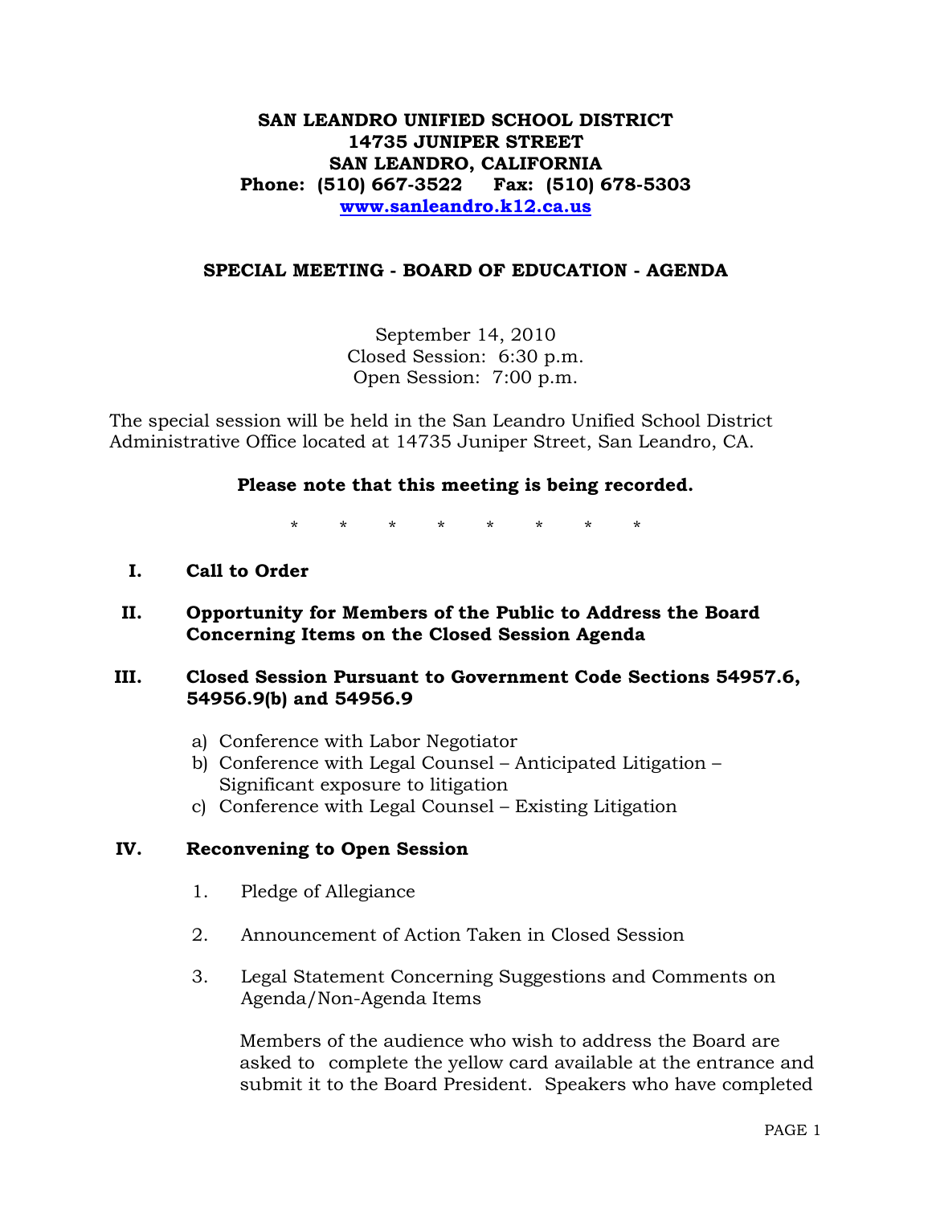**SAN LEANDRO UNIFIED SCHOOL DISTRICT**
**14735 JUNIPER STREET**
**SAN LEANDRO, CALIFORNIA**
**Phone: (510) 667-3522 Fax: (510) 678-5303**
**www.sanleandro.k12.ca.us**

## SPECIAL MEETING - BOARD OF EDUCATION - AGENDA

September 14, 2010
Closed Session: 6:30 p.m.
Open Session: 7:00 p.m.

The special session will be held in the San Leandro Unified School District Administrative Office located at 14735 Juniper Street, San Leandro, CA.

**Please note that this meeting is being recorded.**

\* \* \* \* \* \* \* \*

**I. Call to Order**

**II. Opportunity for Members of the Public to Address the Board Concerning Items on the Closed Session Agenda**

**III. Closed Session Pursuant to Government Code Sections 54957.6, 54956.9(b) and 54956.9**

a) Conference with Labor Negotiator
b) Conference with Legal Counsel – Anticipated Litigation – Significant exposure to litigation
c) Conference with Legal Counsel – Existing Litigation

**IV. Reconvening to Open Session**

1. Pledge of Allegiance

2. Announcement of Action Taken in Closed Session

3. Legal Statement Concerning Suggestions and Comments on Agenda/Non-Agenda Items

   Members of the audience who wish to address the Board are asked to complete the yellow card available at the entrance and submit it to the Board President. Speakers who have completed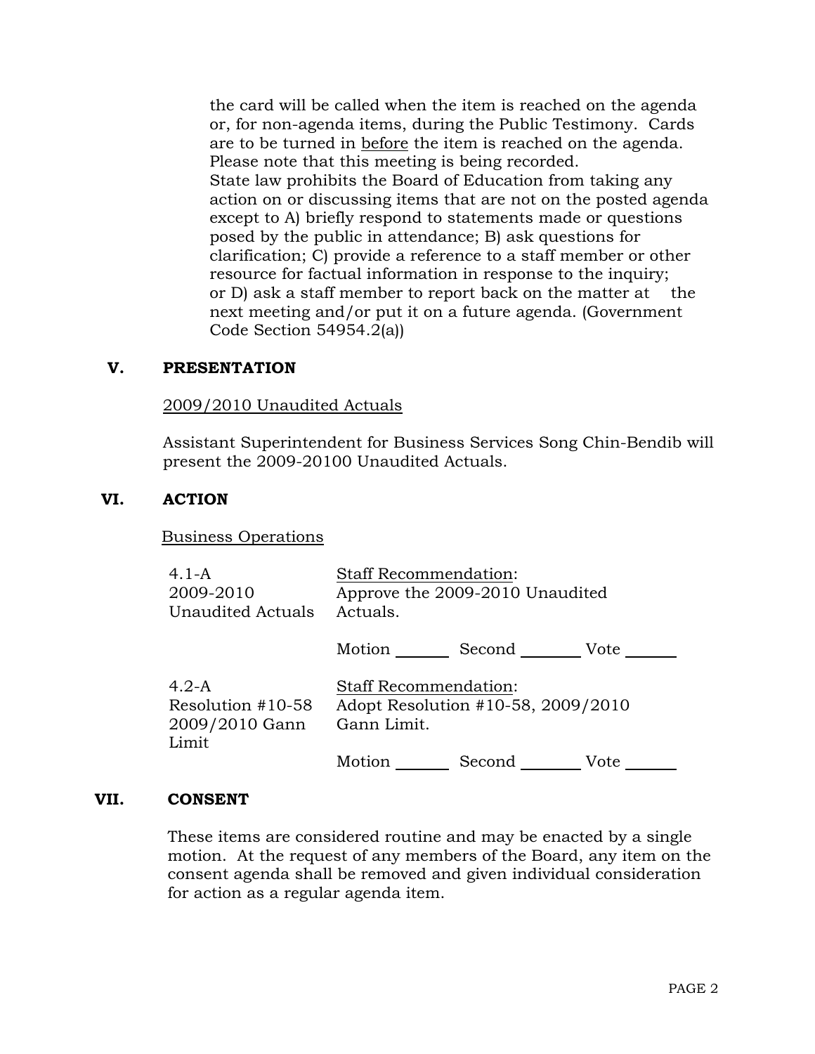the card will be called when the item is reached on the agenda or, for non-agenda items, during the Public Testimony. Cards are to be turned in before the item is reached on the agenda. Please note that this meeting is being recorded.
State law prohibits the Board of Education from taking any action on or discussing items that are not on the posted agenda except to A) briefly respond to statements made or questions posed by the public in attendance; B) ask questions for clarification; C) provide a reference to a staff member or other resource for factual information in response to the inquiry; or D) ask a staff member to report back on the matter at the next meeting and/or put it on a future agenda. (Government Code Section 54954.2(a))

## V. PRESENTATION

2009/2010 Unaudited Actuals

Assistant Superintendent for Business Services Song Chin-Bendib will present the 2009-20100 Unaudited Actuals.

## VI. ACTION

Business Operations

| | |
|---|---|
| 4.1-A<br>2009-2010<br>Unaudited Actuals | Staff Recommendation:<br>Approve the 2009-2010 Unaudited Actuals.<br><br>Motion _______ Second _______ Vote _______ |
| 4.2-A<br>Resolution #10-58<br>2009/2010 Gann Limit | Staff Recommendation:<br>Adopt Resolution #10-58, 2009/2010 Gann Limit.<br><br>Motion _______ Second _______ Vote _______ |

## VII. CONSENT

These items are considered routine and may be enacted by a single motion. At the request of any members of the Board, any item on the consent agenda shall be removed and given individual consideration for action as a regular agenda item.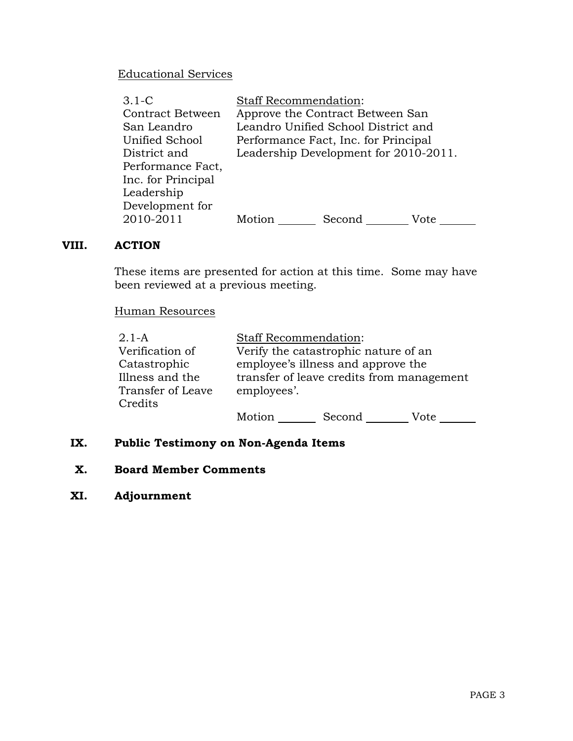Educational Services

| | |
|---|---|
| 3.1-C Contract Between San Leandro Unified School District and Performance Fact, Inc. for Principal Leadership Development for 2010-2011 | Staff Recommendation: Approve the Contract Between San Leandro Unified School District and Performance Fact, Inc. for Principal Leadership Development for 2010-2011.<br><br>Motion \_\_\_\_\_\_ Second \_\_\_\_\_\_ Vote \_\_\_\_\_\_ |

## VIII. ACTION

These items are presented for action at this time. Some may have been reviewed at a previous meeting.

Human Resources

| | |
|---|---|
| 2.1-A Verification of Catastrophic Illness and the Transfer of Leave Credits | Staff Recommendation: Verify the catastrophic nature of an employee's illness and approve the transfer of leave credits from management employees'.<br><br>Motion \_\_\_\_\_\_ Second \_\_\_\_\_\_ Vote \_\_\_\_\_\_ |

## IX. Public Testimony on Non-Agenda Items

## X. Board Member Comments

## XI. Adjournment